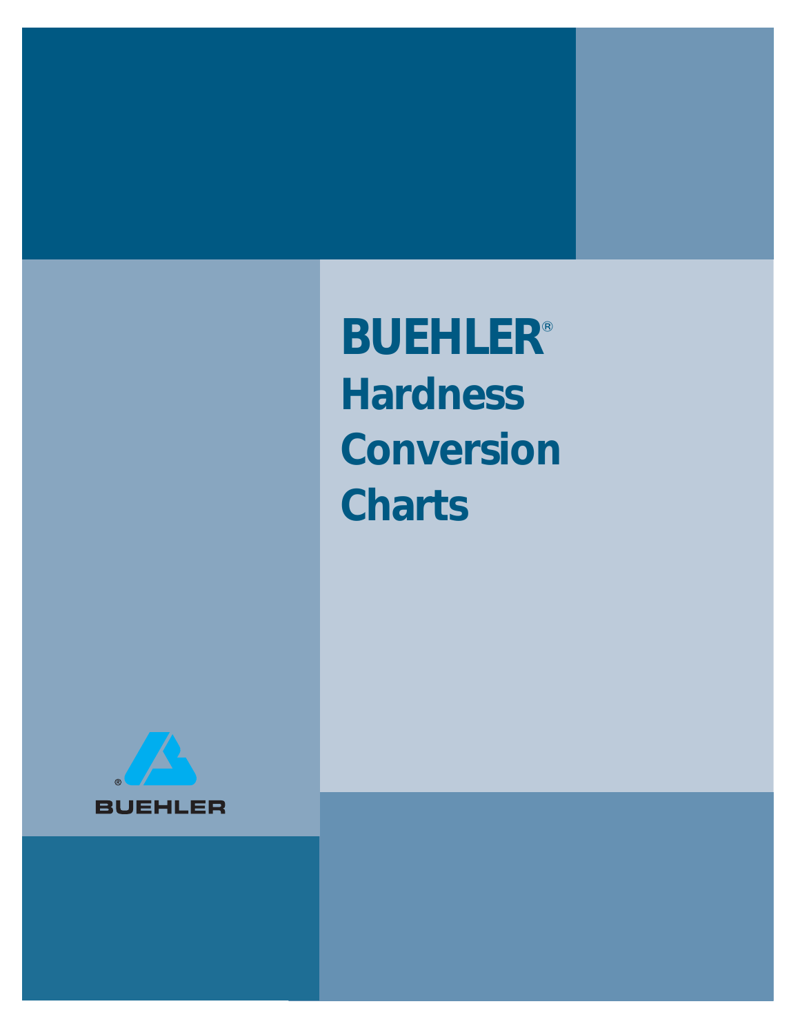# BUEHLER®

# Hardness Conversion Charts

BUEHLER®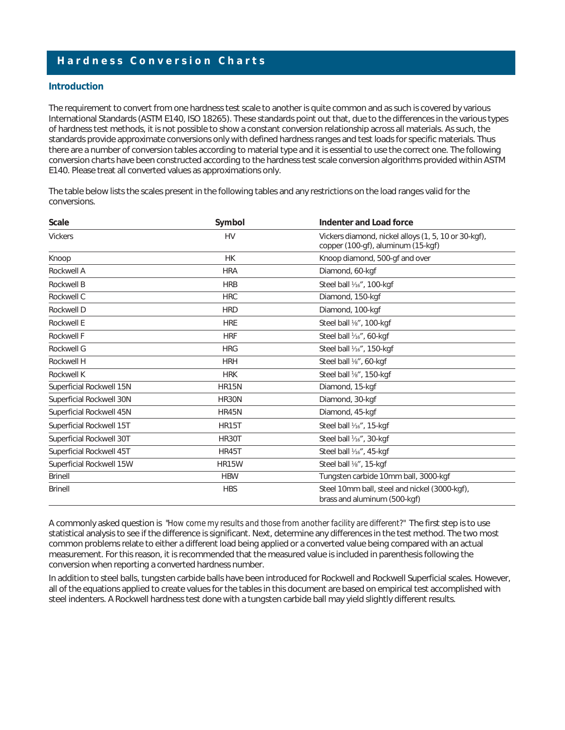# Hardness Conversion Charts

## Introduction

The requirement to convert from one hardness test scale to another is quite common and as such is covered by various International Standards (ASTM E140, ISO 18265). These standards point out that, due to the differences in the various types of hardness test methods, it is not possible to show a constant conversion relationship across all materials. As such, the standards provide approximate conversions only with defined hardness ranges and test loads for specific materials. Thus there are a number of conversion tables according to material type and it is essential to use the correct one. The following conversion charts have been constructed according to the hardness test scale conversion algorithms provided within ASTM E140. Please treat all converted values as approximations only.

The table below lists the scales present in the following tables and any restrictions on the load ranges valid for the conversions.

| Scale | Symbol | Indenter and Load force |
|---|---|---|
| Vickers | HV | Vickers diamond, nickel alloys (1, 5, 10 or 30-kgf), copper (100-gf), aluminum (15-kgf) |
| Knoop | HK | Knoop diamond, 500-gf and over |
| Rockwell A | HRA | Diamond, 60-kgf |
| Rockwell B | HRB | Steel ball 1⁄16″, 100-kgf |
| Rockwell C | HRC | Diamond, 150-kgf |
| Rockwell D | HRD | Diamond, 100-kgf |
| Rockwell E | HRE | Steel ball ⅛″, 100-kgf |
| Rockwell F | HRF | Steel ball 1⁄16″, 60-kgf |
| Rockwell G | HRG | Steel ball 1⁄16″, 150-kgf |
| Rockwell H | HRH | Steel ball ⅛″, 60-kgf |
| Rockwell K | HRK | Steel ball ⅛″, 150-kgf |
| Superficial Rockwell 15N | HR15N | Diamond, 15-kgf |
| Superficial Rockwell 30N | HR30N | Diamond, 30-kgf |
| Superficial Rockwell 45N | HR45N | Diamond, 45-kgf |
| Superficial Rockwell 15T | HR15T | Steel ball 1⁄16″, 15-kgf |
| Superficial Rockwell 30T | HR30T | Steel ball 1⁄16″, 30-kgf |
| Superficial Rockwell 45T | HR45T | Steel ball 1⁄16″, 45-kgf |
| Superficial Rockwell 15W | HR15W | Steel ball ⅛″, 15-kgf |
| Brinell | HBW | Tungsten carbide 10mm ball, 3000-kgf |
| Brinell | HBS | Steel 10mm ball, steel and nickel (3000-kgf), brass and aluminum (500-kgf) |

A commonly asked question is *"How come my results and those from another facility are different?"* The first step is to use statistical analysis to see if the difference is significant. Next, determine any differences in the test method. The two most common problems relate to either a different load being applied or a converted value being compared with an actual measurement. For this reason, it is recommended that the measured value is included in parenthesis following the conversion when reporting a converted hardness number.

In addition to steel balls, tungsten carbide balls have been introduced for Rockwell and Rockwell Superficial scales. However, all of the equations applied to create values for the tables in this document are based on empirical test accomplished with steel indenters. A Rockwell hardness test done with a tungsten carbide ball may yield slightly different results.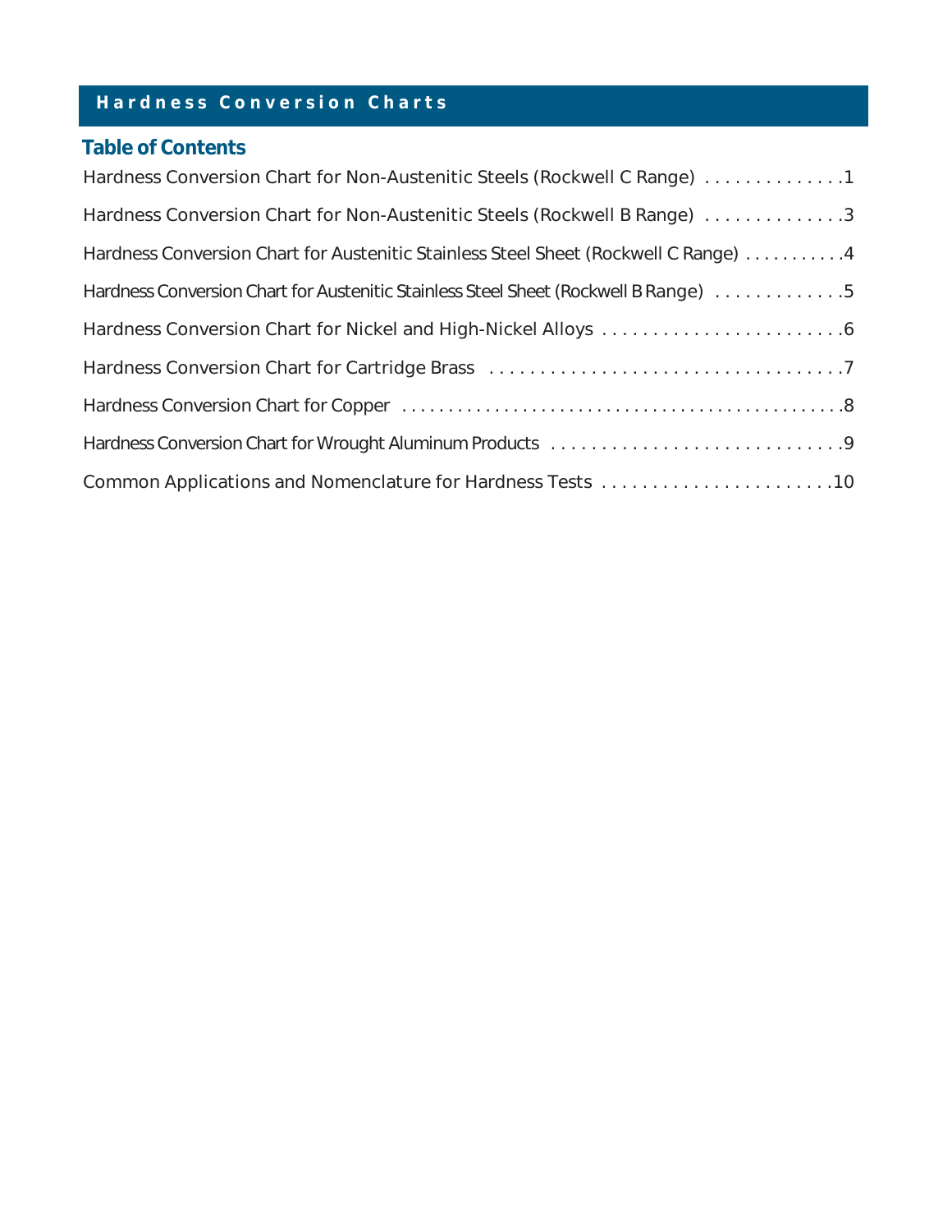# Hardness Conversion Charts

## Table of Contents

Hardness Conversion Chart for Non-Austenitic Steels (Rockwell C Range) . . . . . . . . . . . . . .1

Hardness Conversion Chart for Non-Austenitic Steels (Rockwell B Range) . . . . . . . . . . . . . .3

Hardness Conversion Chart for Austenitic Stainless Steel Sheet (Rockwell C Range) . . . . . . . . . . .4

Hardness Conversion Chart for Austenitic Stainless Steel Sheet (Rockwell B Range) . . . . . . . . . . . . .5

Hardness Conversion Chart for Nickel and High-Nickel Alloys . . . . . . . . . . . . . . . . . . . . . . . . .6

Hardness Conversion Chart for Cartridge Brass . . . . . . . . . . . . . . . . . . . . . . . . . . . . . . . . . . . .7

Hardness Conversion Chart for Copper . . . . . . . . . . . . . . . . . . . . . . . . . . . . . . . . . . . . . . . . . . . . . . .8

Hardness Conversion Chart for Wrought Aluminum Products . . . . . . . . . . . . . . . . . . . . . . . . . . . . . .9

Common Applications and Nomenclature for Hardness Tests . . . . . . . . . . . . . . . . . . . . . . . .10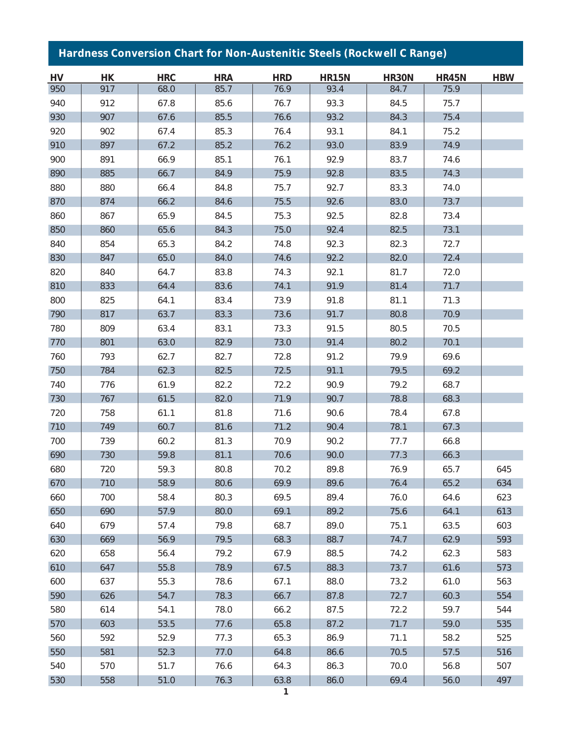## Hardness Conversion Chart for Non-Austenitic Steels (Rockwell C Range)

| HV | HK | HRC | HRA | HRD | HR15N | HR30N | HR45N | HBW |
|---|---|---|---|---|---|---|---|---|
| 950 | 917 | 68.0 | 85.7 | 76.9 | 93.4 | 84.7 | 75.9 | |
| 940 | 912 | 67.8 | 85.6 | 76.7 | 93.3 | 84.5 | 75.7 | |
| 930 | 907 | 67.6 | 85.5 | 76.6 | 93.2 | 84.3 | 75.4 | |
| 920 | 902 | 67.4 | 85.3 | 76.4 | 93.1 | 84.1 | 75.2 | |
| 910 | 897 | 67.2 | 85.2 | 76.2 | 93.0 | 83.9 | 74.9 | |
| 900 | 891 | 66.9 | 85.1 | 76.1 | 92.9 | 83.7 | 74.6 | |
| 890 | 885 | 66.7 | 84.9 | 75.9 | 92.8 | 83.5 | 74.3 | |
| 880 | 880 | 66.4 | 84.8 | 75.7 | 92.7 | 83.3 | 74.0 | |
| 870 | 874 | 66.2 | 84.6 | 75.5 | 92.6 | 83.0 | 73.7 | |
| 860 | 867 | 65.9 | 84.5 | 75.3 | 92.5 | 82.8 | 73.4 | |
| 850 | 860 | 65.6 | 84.3 | 75.0 | 92.4 | 82.5 | 73.1 | |
| 840 | 854 | 65.3 | 84.2 | 74.8 | 92.3 | 82.3 | 72.7 | |
| 830 | 847 | 65.0 | 84.0 | 74.6 | 92.2 | 82.0 | 72.4 | |
| 820 | 840 | 64.7 | 83.8 | 74.3 | 92.1 | 81.7 | 72.0 | |
| 810 | 833 | 64.4 | 83.6 | 74.1 | 91.9 | 81.4 | 71.7 | |
| 800 | 825 | 64.1 | 83.4 | 73.9 | 91.8 | 81.1 | 71.3 | |
| 790 | 817 | 63.7 | 83.3 | 73.6 | 91.7 | 80.8 | 70.9 | |
| 780 | 809 | 63.4 | 83.1 | 73.3 | 91.5 | 80.5 | 70.5 | |
| 770 | 801 | 63.0 | 82.9 | 73.0 | 91.4 | 80.2 | 70.1 | |
| 760 | 793 | 62.7 | 82.7 | 72.8 | 91.2 | 79.9 | 69.6 | |
| 750 | 784 | 62.3 | 82.5 | 72.5 | 91.1 | 79.5 | 69.2 | |
| 740 | 776 | 61.9 | 82.2 | 72.2 | 90.9 | 79.2 | 68.7 | |
| 730 | 767 | 61.5 | 82.0 | 71.9 | 90.7 | 78.8 | 68.3 | |
| 720 | 758 | 61.1 | 81.8 | 71.6 | 90.6 | 78.4 | 67.8 | |
| 710 | 749 | 60.7 | 81.6 | 71.2 | 90.4 | 78.1 | 67.3 | |
| 700 | 739 | 60.2 | 81.3 | 70.9 | 90.2 | 77.7 | 66.8 | |
| 690 | 730 | 59.8 | 81.1 | 70.6 | 90.0 | 77.3 | 66.3 | |
| 680 | 720 | 59.3 | 80.8 | 70.2 | 89.8 | 76.9 | 65.7 | 645 |
| 670 | 710 | 58.9 | 80.6 | 69.9 | 89.6 | 76.4 | 65.2 | 634 |
| 660 | 700 | 58.4 | 80.3 | 69.5 | 89.4 | 76.0 | 64.6 | 623 |
| 650 | 690 | 57.9 | 80.0 | 69.1 | 89.2 | 75.6 | 64.1 | 613 |
| 640 | 679 | 57.4 | 79.8 | 68.7 | 89.0 | 75.1 | 63.5 | 603 |
| 630 | 669 | 56.9 | 79.5 | 68.3 | 88.7 | 74.7 | 62.9 | 593 |
| 620 | 658 | 56.4 | 79.2 | 67.9 | 88.5 | 74.2 | 62.3 | 583 |
| 610 | 647 | 55.8 | 78.9 | 67.5 | 88.3 | 73.7 | 61.6 | 573 |
| 600 | 637 | 55.3 | 78.6 | 67.1 | 88.0 | 73.2 | 61.0 | 563 |
| 590 | 626 | 54.7 | 78.3 | 66.7 | 87.8 | 72.7 | 60.3 | 554 |
| 580 | 614 | 54.1 | 78.0 | 66.2 | 87.5 | 72.2 | 59.7 | 544 |
| 570 | 603 | 53.5 | 77.6 | 65.8 | 87.2 | 71.7 | 59.0 | 535 |
| 560 | 592 | 52.9 | 77.3 | 65.3 | 86.9 | 71.1 | 58.2 | 525 |
| 550 | 581 | 52.3 | 77.0 | 64.8 | 86.6 | 70.5 | 57.5 | 516 |
| 540 | 570 | 51.7 | 76.6 | 64.3 | 86.3 | 70.0 | 56.8 | 507 |
| 530 | 558 | 51.0 | 76.3 | 63.8 | 86.0 | 69.4 | 56.0 | 497 |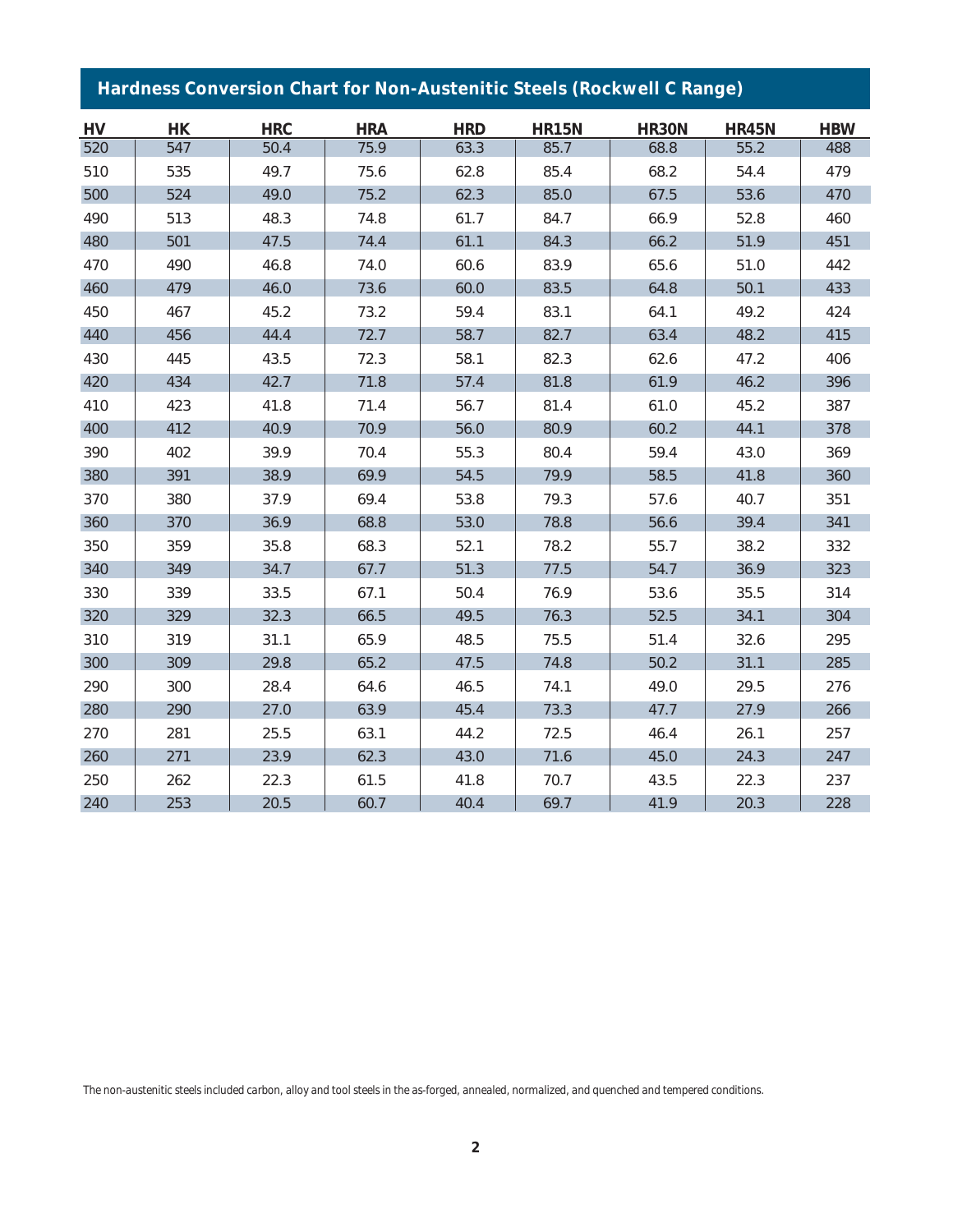## Hardness Conversion Chart for Non-Austenitic Steels (Rockwell C Range)

| HV | HK | HRC | HRA | HRD | HR15N | HR30N | HR45N | HBW |
|---|---|---|---|---|---|---|---|---|
| 520 | 547 | 50.4 | 75.9 | 63.3 | 85.7 | 68.8 | 55.2 | 488 |
| 510 | 535 | 49.7 | 75.6 | 62.8 | 85.4 | 68.2 | 54.4 | 479 |
| 500 | 524 | 49.0 | 75.2 | 62.3 | 85.0 | 67.5 | 53.6 | 470 |
| 490 | 513 | 48.3 | 74.8 | 61.7 | 84.7 | 66.9 | 52.8 | 460 |
| 480 | 501 | 47.5 | 74.4 | 61.1 | 84.3 | 66.2 | 51.9 | 451 |
| 470 | 490 | 46.8 | 74.0 | 60.6 | 83.9 | 65.6 | 51.0 | 442 |
| 460 | 479 | 46.0 | 73.6 | 60.0 | 83.5 | 64.8 | 50.1 | 433 |
| 450 | 467 | 45.2 | 73.2 | 59.4 | 83.1 | 64.1 | 49.2 | 424 |
| 440 | 456 | 44.4 | 72.7 | 58.7 | 82.7 | 63.4 | 48.2 | 415 |
| 430 | 445 | 43.5 | 72.3 | 58.1 | 82.3 | 62.6 | 47.2 | 406 |
| 420 | 434 | 42.7 | 71.8 | 57.4 | 81.8 | 61.9 | 46.2 | 396 |
| 410 | 423 | 41.8 | 71.4 | 56.7 | 81.4 | 61.0 | 45.2 | 387 |
| 400 | 412 | 40.9 | 70.9 | 56.0 | 80.9 | 60.2 | 44.1 | 378 |
| 390 | 402 | 39.9 | 70.4 | 55.3 | 80.4 | 59.4 | 43.0 | 369 |
| 380 | 391 | 38.9 | 69.9 | 54.5 | 79.9 | 58.5 | 41.8 | 360 |
| 370 | 380 | 37.9 | 69.4 | 53.8 | 79.3 | 57.6 | 40.7 | 351 |
| 360 | 370 | 36.9 | 68.8 | 53.0 | 78.8 | 56.6 | 39.4 | 341 |
| 350 | 359 | 35.8 | 68.3 | 52.1 | 78.2 | 55.7 | 38.2 | 332 |
| 340 | 349 | 34.7 | 67.7 | 51.3 | 77.5 | 54.7 | 36.9 | 323 |
| 330 | 339 | 33.5 | 67.1 | 50.4 | 76.9 | 53.6 | 35.5 | 314 |
| 320 | 329 | 32.3 | 66.5 | 49.5 | 76.3 | 52.5 | 34.1 | 304 |
| 310 | 319 | 31.1 | 65.9 | 48.5 | 75.5 | 51.4 | 32.6 | 295 |
| 300 | 309 | 29.8 | 65.2 | 47.5 | 74.8 | 50.2 | 31.1 | 285 |
| 290 | 300 | 28.4 | 64.6 | 46.5 | 74.1 | 49.0 | 29.5 | 276 |
| 280 | 290 | 27.0 | 63.9 | 45.4 | 73.3 | 47.7 | 27.9 | 266 |
| 270 | 281 | 25.5 | 63.1 | 44.2 | 72.5 | 46.4 | 26.1 | 257 |
| 260 | 271 | 23.9 | 62.3 | 43.0 | 71.6 | 45.0 | 24.3 | 247 |
| 250 | 262 | 22.3 | 61.5 | 41.8 | 70.7 | 43.5 | 22.3 | 237 |
| 240 | 253 | 20.5 | 60.7 | 40.4 | 69.7 | 41.9 | 20.3 | 228 |

*The non-austenitic steels included carbon, alloy and tool steels in the as-forged, annealed, normalized, and quenched and tempered conditions.*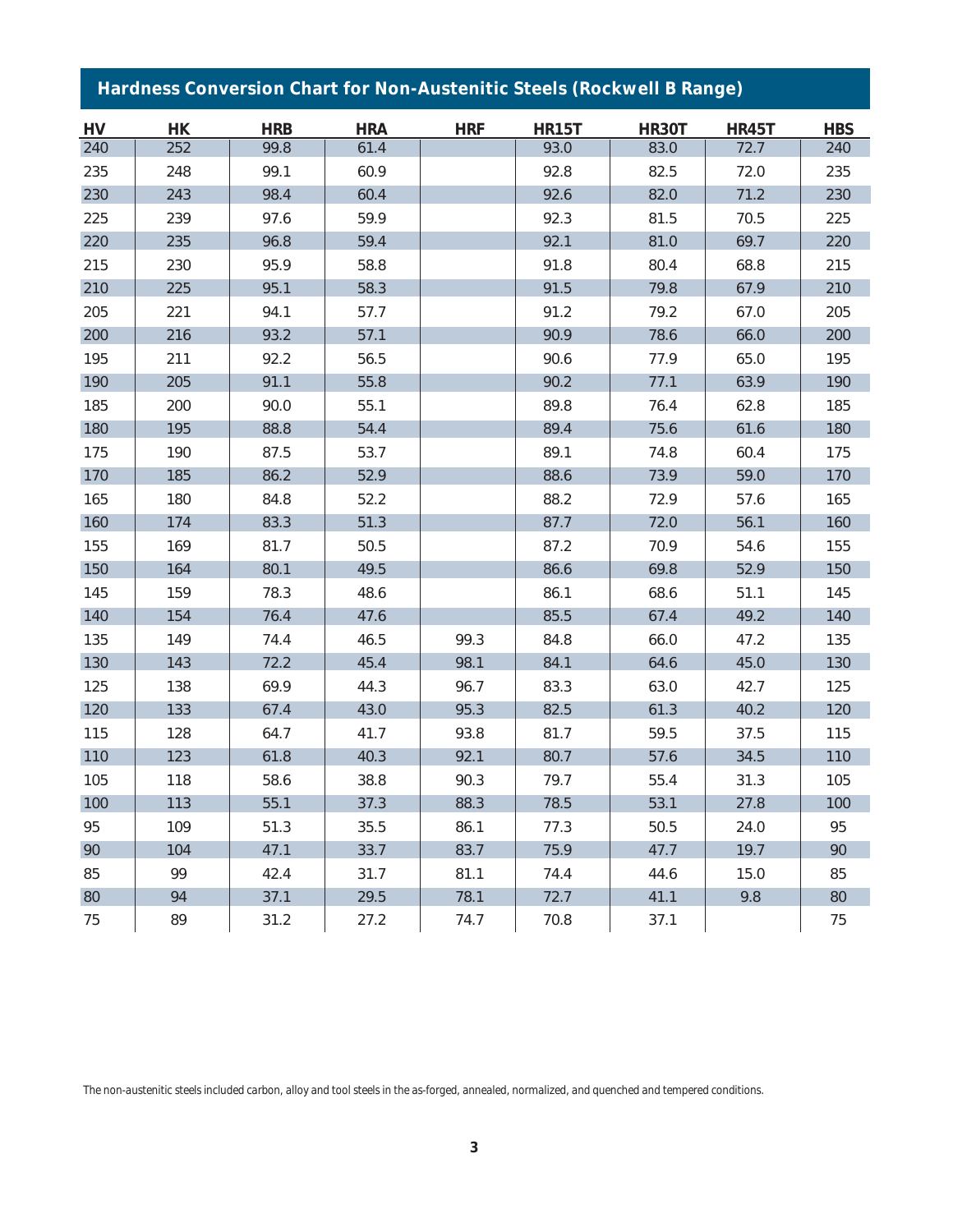## Hardness Conversion Chart for Non-Austenitic Steels (Rockwell B Range)

| HV | HK | HRB | HRA | HRF | HR15T | HR30T | HR45T | HBS |
|---|---|---|---|---|---|---|---|---|
| 240 | 252 | 99.8 | 61.4 | | 93.0 | 83.0 | 72.7 | 240 |
| 235 | 248 | 99.1 | 60.9 | | 92.8 | 82.5 | 72.0 | 235 |
| 230 | 243 | 98.4 | 60.4 | | 92.6 | 82.0 | 71.2 | 230 |
| 225 | 239 | 97.6 | 59.9 | | 92.3 | 81.5 | 70.5 | 225 |
| 220 | 235 | 96.8 | 59.4 | | 92.1 | 81.0 | 69.7 | 220 |
| 215 | 230 | 95.9 | 58.8 | | 91.8 | 80.4 | 68.8 | 215 |
| 210 | 225 | 95.1 | 58.3 | | 91.5 | 79.8 | 67.9 | 210 |
| 205 | 221 | 94.1 | 57.7 | | 91.2 | 79.2 | 67.0 | 205 |
| 200 | 216 | 93.2 | 57.1 | | 90.9 | 78.6 | 66.0 | 200 |
| 195 | 211 | 92.2 | 56.5 | | 90.6 | 77.9 | 65.0 | 195 |
| 190 | 205 | 91.1 | 55.8 | | 90.2 | 77.1 | 63.9 | 190 |
| 185 | 200 | 90.0 | 55.1 | | 89.8 | 76.4 | 62.8 | 185 |
| 180 | 195 | 88.8 | 54.4 | | 89.4 | 75.6 | 61.6 | 180 |
| 175 | 190 | 87.5 | 53.7 | | 89.1 | 74.8 | 60.4 | 175 |
| 170 | 185 | 86.2 | 52.9 | | 88.6 | 73.9 | 59.0 | 170 |
| 165 | 180 | 84.8 | 52.2 | | 88.2 | 72.9 | 57.6 | 165 |
| 160 | 174 | 83.3 | 51.3 | | 87.7 | 72.0 | 56.1 | 160 |
| 155 | 169 | 81.7 | 50.5 | | 87.2 | 70.9 | 54.6 | 155 |
| 150 | 164 | 80.1 | 49.5 | | 86.6 | 69.8 | 52.9 | 150 |
| 145 | 159 | 78.3 | 48.6 | | 86.1 | 68.6 | 51.1 | 145 |
| 140 | 154 | 76.4 | 47.6 | | 85.5 | 67.4 | 49.2 | 140 |
| 135 | 149 | 74.4 | 46.5 | 99.3 | 84.8 | 66.0 | 47.2 | 135 |
| 130 | 143 | 72.2 | 45.4 | 98.1 | 84.1 | 64.6 | 45.0 | 130 |
| 125 | 138 | 69.9 | 44.3 | 96.7 | 83.3 | 63.0 | 42.7 | 125 |
| 120 | 133 | 67.4 | 43.0 | 95.3 | 82.5 | 61.3 | 40.2 | 120 |
| 115 | 128 | 64.7 | 41.7 | 93.8 | 81.7 | 59.5 | 37.5 | 115 |
| 110 | 123 | 61.8 | 40.3 | 92.1 | 80.7 | 57.6 | 34.5 | 110 |
| 105 | 118 | 58.6 | 38.8 | 90.3 | 79.7 | 55.4 | 31.3 | 105 |
| 100 | 113 | 55.1 | 37.3 | 88.3 | 78.5 | 53.1 | 27.8 | 100 |
| 95 | 109 | 51.3 | 35.5 | 86.1 | 77.3 | 50.5 | 24.0 | 95 |
| 90 | 104 | 47.1 | 33.7 | 83.7 | 75.9 | 47.7 | 19.7 | 90 |
| 85 | 99 | 42.4 | 31.7 | 81.1 | 74.4 | 44.6 | 15.0 | 85 |
| 80 | 94 | 37.1 | 29.5 | 78.1 | 72.7 | 41.1 | 9.8 | 80 |
| 75 | 89 | 31.2 | 27.2 | 74.7 | 70.8 | 37.1 | | 75 |

The non-austenitic steels included carbon, alloy and tool steels in the as-forged, annealed, normalized, and quenched and tempered conditions.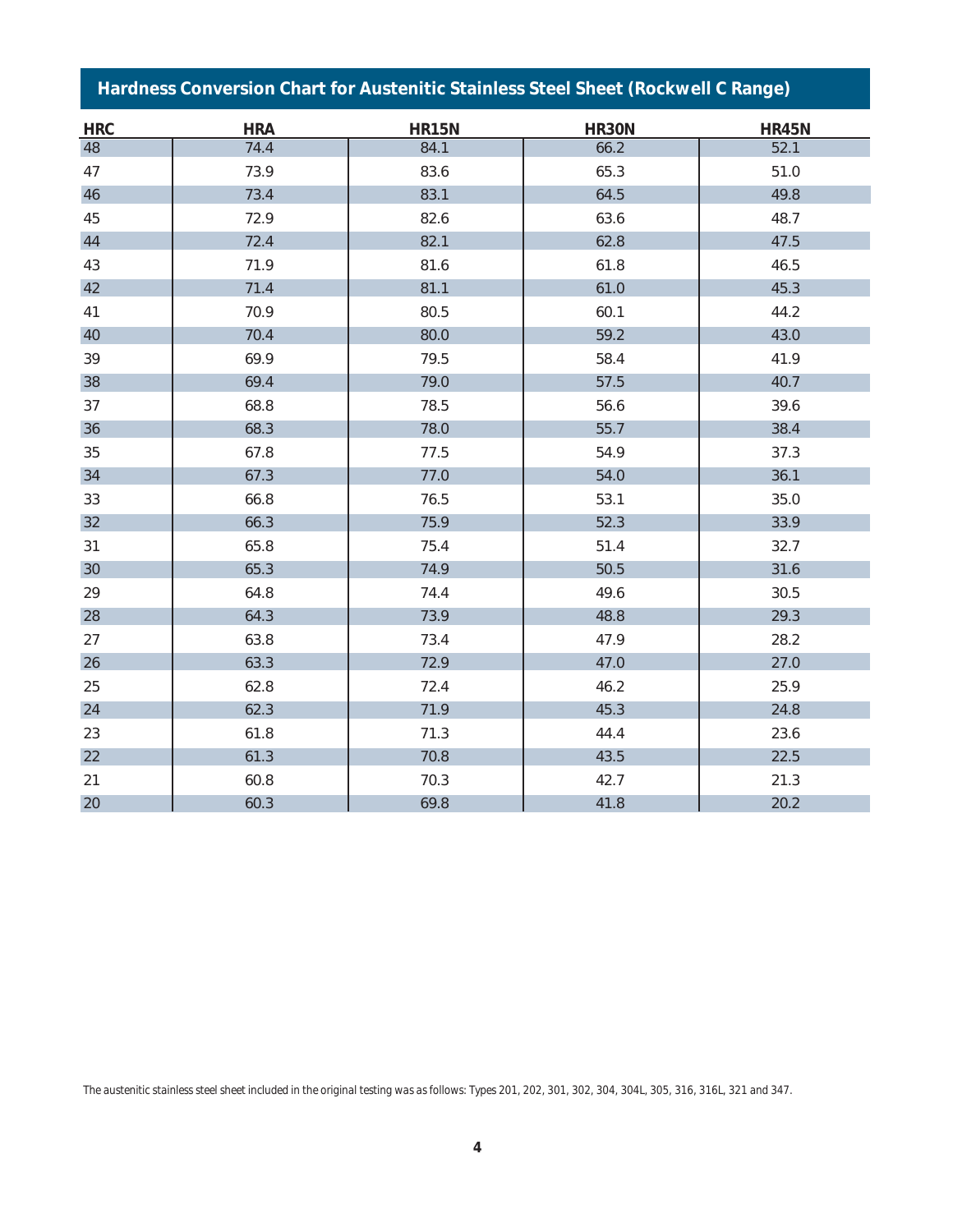## Hardness Conversion Chart for Austenitic Stainless Steel Sheet (Rockwell C Range)

| HRC | HRA | HR15N | HR30N | HR45N |
|---|---|---|---|---|
| 48 | 74.4 | 84.1 | 66.2 | 52.1 |
| 47 | 73.9 | 83.6 | 65.3 | 51.0 |
| 46 | 73.4 | 83.1 | 64.5 | 49.8 |
| 45 | 72.9 | 82.6 | 63.6 | 48.7 |
| 44 | 72.4 | 82.1 | 62.8 | 47.5 |
| 43 | 71.9 | 81.6 | 61.8 | 46.5 |
| 42 | 71.4 | 81.1 | 61.0 | 45.3 |
| 41 | 70.9 | 80.5 | 60.1 | 44.2 |
| 40 | 70.4 | 80.0 | 59.2 | 43.0 |
| 39 | 69.9 | 79.5 | 58.4 | 41.9 |
| 38 | 69.4 | 79.0 | 57.5 | 40.7 |
| 37 | 68.8 | 78.5 | 56.6 | 39.6 |
| 36 | 68.3 | 78.0 | 55.7 | 38.4 |
| 35 | 67.8 | 77.5 | 54.9 | 37.3 |
| 34 | 67.3 | 77.0 | 54.0 | 36.1 |
| 33 | 66.8 | 76.5 | 53.1 | 35.0 |
| 32 | 66.3 | 75.9 | 52.3 | 33.9 |
| 31 | 65.8 | 75.4 | 51.4 | 32.7 |
| 30 | 65.3 | 74.9 | 50.5 | 31.6 |
| 29 | 64.8 | 74.4 | 49.6 | 30.5 |
| 28 | 64.3 | 73.9 | 48.8 | 29.3 |
| 27 | 63.8 | 73.4 | 47.9 | 28.2 |
| 26 | 63.3 | 72.9 | 47.0 | 27.0 |
| 25 | 62.8 | 72.4 | 46.2 | 25.9 |
| 24 | 62.3 | 71.9 | 45.3 | 24.8 |
| 23 | 61.8 | 71.3 | 44.4 | 23.6 |
| 22 | 61.3 | 70.8 | 43.5 | 22.5 |
| 21 | 60.8 | 70.3 | 42.7 | 21.3 |
| 20 | 60.3 | 69.8 | 41.8 | 20.2 |

*The austenitic stainless steel sheet included in the original testing was as follows: Types 201, 202, 301, 302, 304, 304L, 305, 316, 316L, 321 and 347.*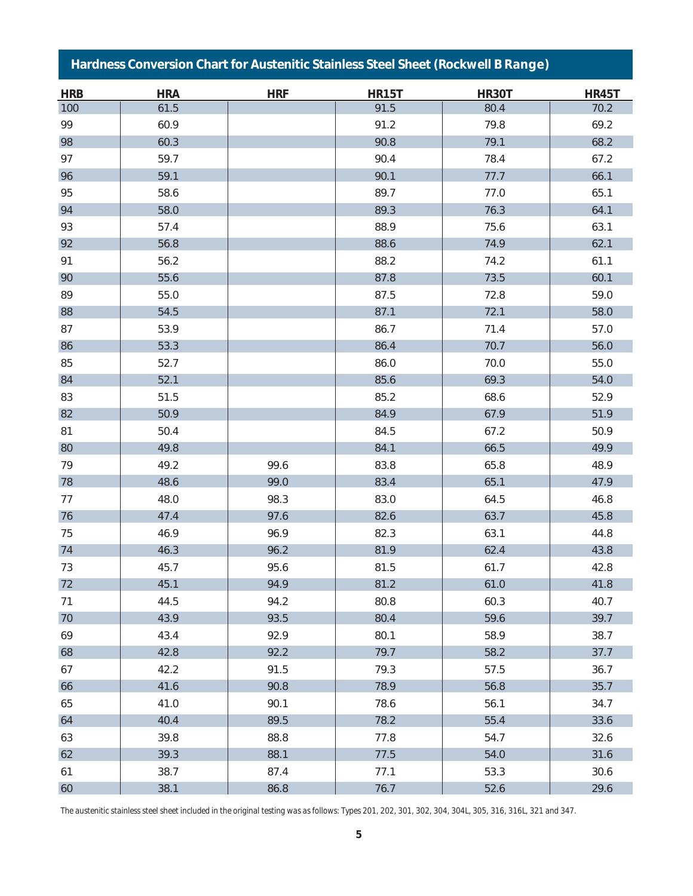## Hardness Conversion Chart for Austenitic Stainless Steel Sheet (Rockwell B Range)

| HRB | HRA | HRF | HR15T | HR30T | HR45T |
|---|---|---|---|---|---|
| 100 | 61.5 | | 91.5 | 80.4 | 70.2 |
| 99 | 60.9 | | 91.2 | 79.8 | 69.2 |
| 98 | 60.3 | | 90.8 | 79.1 | 68.2 |
| 97 | 59.7 | | 90.4 | 78.4 | 67.2 |
| 96 | 59.1 | | 90.1 | 77.7 | 66.1 |
| 95 | 58.6 | | 89.7 | 77.0 | 65.1 |
| 94 | 58.0 | | 89.3 | 76.3 | 64.1 |
| 93 | 57.4 | | 88.9 | 75.6 | 63.1 |
| 92 | 56.8 | | 88.6 | 74.9 | 62.1 |
| 91 | 56.2 | | 88.2 | 74.2 | 61.1 |
| 90 | 55.6 | | 87.8 | 73.5 | 60.1 |
| 89 | 55.0 | | 87.5 | 72.8 | 59.0 |
| 88 | 54.5 | | 87.1 | 72.1 | 58.0 |
| 87 | 53.9 | | 86.7 | 71.4 | 57.0 |
| 86 | 53.3 | | 86.4 | 70.7 | 56.0 |
| 85 | 52.7 | | 86.0 | 70.0 | 55.0 |
| 84 | 52.1 | | 85.6 | 69.3 | 54.0 |
| 83 | 51.5 | | 85.2 | 68.6 | 52.9 |
| 82 | 50.9 | | 84.9 | 67.9 | 51.9 |
| 81 | 50.4 | | 84.5 | 67.2 | 50.9 |
| 80 | 49.8 | | 84.1 | 66.5 | 49.9 |
| 79 | 49.2 | 99.6 | 83.8 | 65.8 | 48.9 |
| 78 | 48.6 | 99.0 | 83.4 | 65.1 | 47.9 |
| 77 | 48.0 | 98.3 | 83.0 | 64.5 | 46.8 |
| 76 | 47.4 | 97.6 | 82.6 | 63.7 | 45.8 |
| 75 | 46.9 | 96.9 | 82.3 | 63.1 | 44.8 |
| 74 | 46.3 | 96.2 | 81.9 | 62.4 | 43.8 |
| 73 | 45.7 | 95.6 | 81.5 | 61.7 | 42.8 |
| 72 | 45.1 | 94.9 | 81.2 | 61.0 | 41.8 |
| 71 | 44.5 | 94.2 | 80.8 | 60.3 | 40.7 |
| 70 | 43.9 | 93.5 | 80.4 | 59.6 | 39.7 |
| 69 | 43.4 | 92.9 | 80.1 | 58.9 | 38.7 |
| 68 | 42.8 | 92.2 | 79.7 | 58.2 | 37.7 |
| 67 | 42.2 | 91.5 | 79.3 | 57.5 | 36.7 |
| 66 | 41.6 | 90.8 | 78.9 | 56.8 | 35.7 |
| 65 | 41.0 | 90.1 | 78.6 | 56.1 | 34.7 |
| 64 | 40.4 | 89.5 | 78.2 | 55.4 | 33.6 |
| 63 | 39.8 | 88.8 | 77.8 | 54.7 | 32.6 |
| 62 | 39.3 | 88.1 | 77.5 | 54.0 | 31.6 |
| 61 | 38.7 | 87.4 | 77.1 | 53.3 | 30.6 |
| 60 | 38.1 | 86.8 | 76.7 | 52.6 | 29.6 |

The austenitic stainless steel sheet included in the original testing was as follows: Types 201, 202, 301, 302, 304, 304L, 305, 316, 316L, 321 and 347.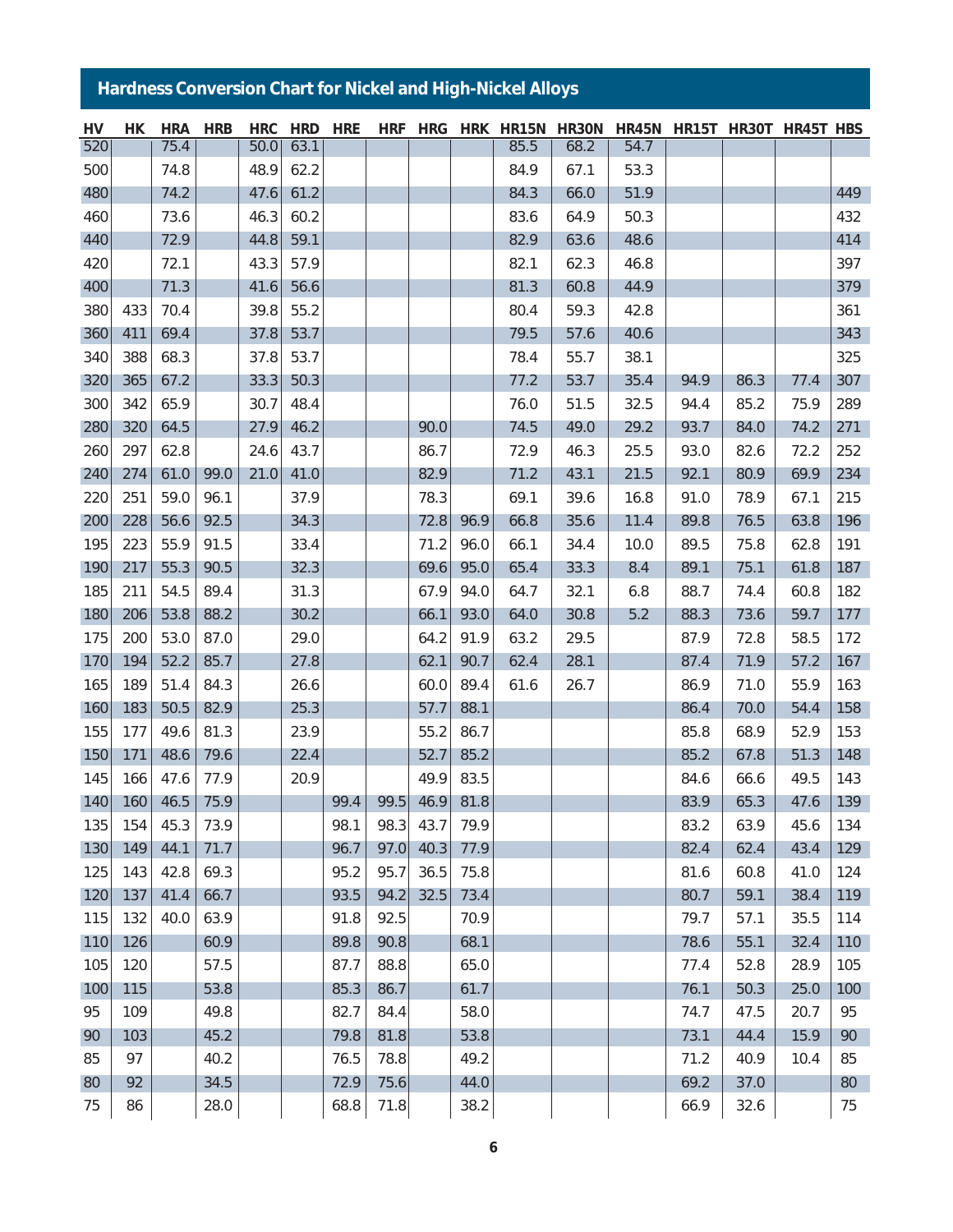## Hardness Conversion Chart for Nickel and High-Nickel Alloys

| HV | HK | HRA | HRB | HRC | HRD | HRE | HRF | HRG | HRK | HR15N | HR30N | HR45N | HR15T | HR30T | HR45T | HBS |
|---|---|---|---|---|---|---|---|---|---|---|---|---|---|---|---|---|
| 520 | | 75.4 | | 50.0 | 63.1 | | | | | 85.5 | 68.2 | 54.7 | | | | |
| 500 | | 74.8 | | 48.9 | 62.2 | | | | | 84.9 | 67.1 | 53.3 | | | | |
| 480 | | 74.2 | | 47.6 | 61.2 | | | | | 84.3 | 66.0 | 51.9 | | | | 449 |
| 460 | | 73.6 | | 46.3 | 60.2 | | | | | 83.6 | 64.9 | 50.3 | | | | 432 |
| 440 | | 72.9 | | 44.8 | 59.1 | | | | | 82.9 | 63.6 | 48.6 | | | | 414 |
| 420 | | 72.1 | | 43.3 | 57.9 | | | | | 82.1 | 62.3 | 46.8 | | | | 397 |
| 400 | | 71.3 | | 41.6 | 56.6 | | | | | 81.3 | 60.8 | 44.9 | | | | 379 |
| 380 | 433 | 70.4 | | 39.8 | 55.2 | | | | | 80.4 | 59.3 | 42.8 | | | | 361 |
| 360 | 411 | 69.4 | | 37.8 | 53.7 | | | | | 79.5 | 57.6 | 40.6 | | | | 343 |
| 340 | 388 | 68.3 | | 37.8 | 53.7 | | | | | 78.4 | 55.7 | 38.1 | | | | 325 |
| 320 | 365 | 67.2 | | 33.3 | 50.3 | | | | | 77.2 | 53.7 | 35.4 | 94.9 | 86.3 | 77.4 | 307 |
| 300 | 342 | 65.9 | | 30.7 | 48.4 | | | | | 76.0 | 51.5 | 32.5 | 94.4 | 85.2 | 75.9 | 289 |
| 280 | 320 | 64.5 | | 27.9 | 46.2 | | | 90.0 | | 74.5 | 49.0 | 29.2 | 93.7 | 84.0 | 74.2 | 271 |
| 260 | 297 | 62.8 | | 24.6 | 43.7 | | | 86.7 | | 72.9 | 46.3 | 25.5 | 93.0 | 82.6 | 72.2 | 252 |
| 240 | 274 | 61.0 | 99.0 | 21.0 | 41.0 | | | 82.9 | | 71.2 | 43.1 | 21.5 | 92.1 | 80.9 | 69.9 | 234 |
| 220 | 251 | 59.0 | 96.1 | | 37.9 | | | 78.3 | | 69.1 | 39.6 | 16.8 | 91.0 | 78.9 | 67.1 | 215 |
| 200 | 228 | 56.6 | 92.5 | | 34.3 | | | 72.8 | 96.9 | 66.8 | 35.6 | 11.4 | 89.8 | 76.5 | 63.8 | 196 |
| 195 | 223 | 55.9 | 91.5 | | 33.4 | | | 71.2 | 96.0 | 66.1 | 34.4 | 10.0 | 89.5 | 75.8 | 62.8 | 191 |
| 190 | 217 | 55.3 | 90.5 | | 32.3 | | | 69.6 | 95.0 | 65.4 | 33.3 | 8.4 | 89.1 | 75.1 | 61.8 | 187 |
| 185 | 211 | 54.5 | 89.4 | | 31.3 | | | 67.9 | 94.0 | 64.7 | 32.1 | 6.8 | 88.7 | 74.4 | 60.8 | 182 |
| 180 | 206 | 53.8 | 88.2 | | 30.2 | | | 66.1 | 93.0 | 64.0 | 30.8 | 5.2 | 88.3 | 73.6 | 59.7 | 177 |
| 175 | 200 | 53.0 | 87.0 | | 29.0 | | | 64.2 | 91.9 | 63.2 | 29.5 | | 87.9 | 72.8 | 58.5 | 172 |
| 170 | 194 | 52.2 | 85.7 | | 27.8 | | | 62.1 | 90.7 | 62.4 | 28.1 | | 87.4 | 71.9 | 57.2 | 167 |
| 165 | 189 | 51.4 | 84.3 | | 26.6 | | | 60.0 | 89.4 | 61.6 | 26.7 | | 86.9 | 71.0 | 55.9 | 163 |
| 160 | 183 | 50.5 | 82.9 | | 25.3 | | | 57.7 | 88.1 | | | | 86.4 | 70.0 | 54.4 | 158 |
| 155 | 177 | 49.6 | 81.3 | | 23.9 | | | 55.2 | 86.7 | | | | 85.8 | 68.9 | 52.9 | 153 |
| 150 | 171 | 48.6 | 79.6 | | 22.4 | | | 52.7 | 85.2 | | | | 85.2 | 67.8 | 51.3 | 148 |
| 145 | 166 | 47.6 | 77.9 | | 20.9 | | | 49.9 | 83.5 | | | | 84.6 | 66.6 | 49.5 | 143 |
| 140 | 160 | 46.5 | 75.9 | | | 99.4 | 99.5 | 46.9 | 81.8 | | | | 83.9 | 65.3 | 47.6 | 139 |
| 135 | 154 | 45.3 | 73.9 | | | 98.1 | 98.3 | 43.7 | 79.9 | | | | 83.2 | 63.9 | 45.6 | 134 |
| 130 | 149 | 44.1 | 71.7 | | | 96.7 | 97.0 | 40.3 | 77.9 | | | | 82.4 | 62.4 | 43.4 | 129 |
| 125 | 143 | 42.8 | 69.3 | | | 95.2 | 95.7 | 36.5 | 75.8 | | | | 81.6 | 60.8 | 41.0 | 124 |
| 120 | 137 | 41.4 | 66.7 | | | 93.5 | 94.2 | 32.5 | 73.4 | | | | 80.7 | 59.1 | 38.4 | 119 |
| 115 | 132 | 40.0 | 63.9 | | | 91.8 | 92.5 | | 70.9 | | | | 79.7 | 57.1 | 35.5 | 114 |
| 110 | 126 | | 60.9 | | | 89.8 | 90.8 | | 68.1 | | | | 78.6 | 55.1 | 32.4 | 110 |
| 105 | 120 | | 57.5 | | | 87.7 | 88.8 | | 65.0 | | | | 77.4 | 52.8 | 28.9 | 105 |
| 100 | 115 | | 53.8 | | | 85.3 | 86.7 | | 61.7 | | | | 76.1 | 50.3 | 25.0 | 100 |
| 95 | 109 | | 49.8 | | | 82.7 | 84.4 | | 58.0 | | | | 74.7 | 47.5 | 20.7 | 95 |
| 90 | 103 | | 45.2 | | | 79.8 | 81.8 | | 53.8 | | | | 73.1 | 44.4 | 15.9 | 90 |
| 85 | 97 | | 40.2 | | | 76.5 | 78.8 | | 49.2 | | | | 71.2 | 40.9 | 10.4 | 85 |
| 80 | 92 | | 34.5 | | | 72.9 | 75.6 | | 44.0 | | | | 69.2 | 37.0 | | 80 |
| 75 | 86 | | 28.0 | | | 68.8 | 71.8 | | 38.2 | | | | 66.9 | 32.6 | | 75 |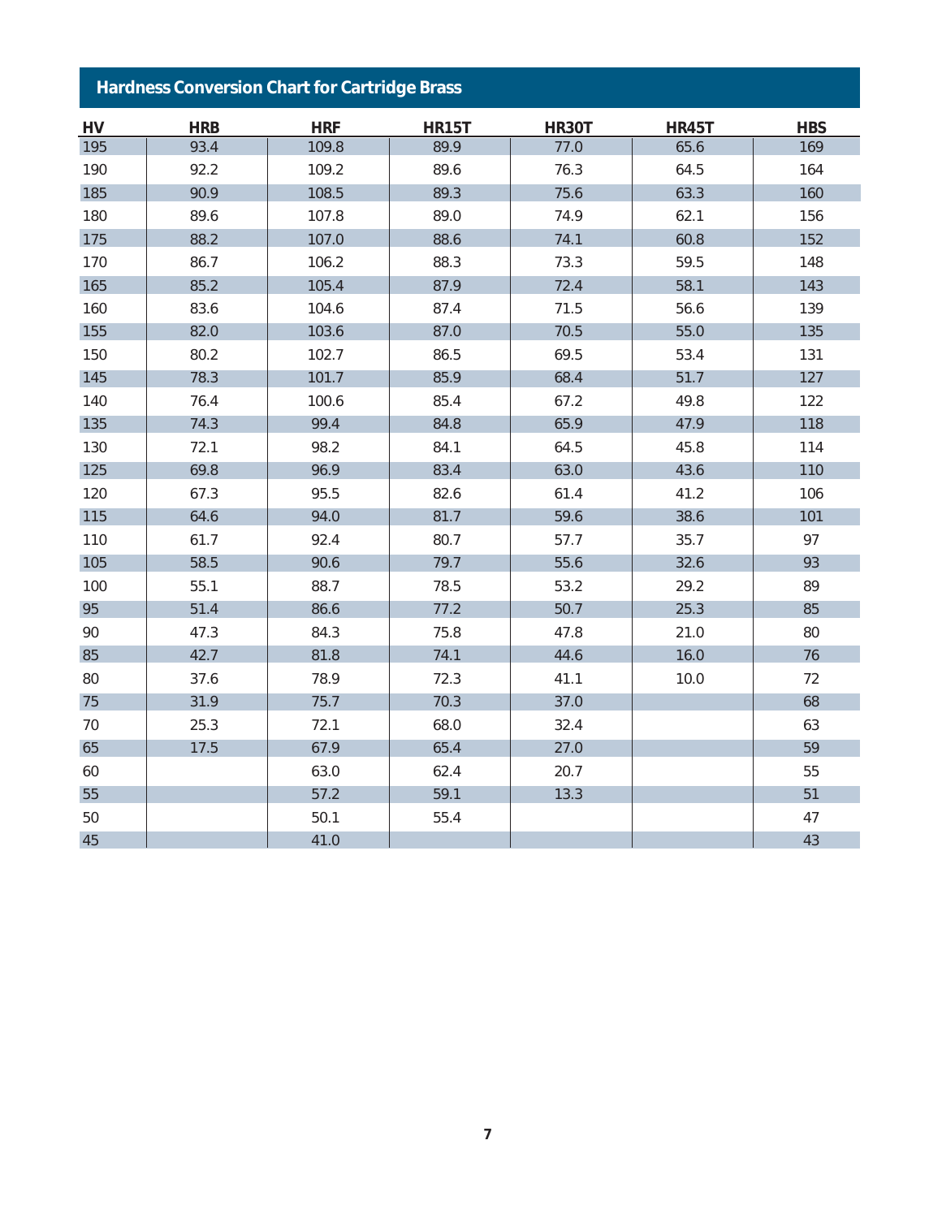## Hardness Conversion Chart for Cartridge Brass

| HV | HRB | HRF | HR15T | HR30T | HR45T | HBS |
|---|---|---|---|---|---|---|
| 195 | 93.4 | 109.8 | 89.9 | 77.0 | 65.6 | 169 |
| 190 | 92.2 | 109.2 | 89.6 | 76.3 | 64.5 | 164 |
| 185 | 90.9 | 108.5 | 89.3 | 75.6 | 63.3 | 160 |
| 180 | 89.6 | 107.8 | 89.0 | 74.9 | 62.1 | 156 |
| 175 | 88.2 | 107.0 | 88.6 | 74.1 | 60.8 | 152 |
| 170 | 86.7 | 106.2 | 88.3 | 73.3 | 59.5 | 148 |
| 165 | 85.2 | 105.4 | 87.9 | 72.4 | 58.1 | 143 |
| 160 | 83.6 | 104.6 | 87.4 | 71.5 | 56.6 | 139 |
| 155 | 82.0 | 103.6 | 87.0 | 70.5 | 55.0 | 135 |
| 150 | 80.2 | 102.7 | 86.5 | 69.5 | 53.4 | 131 |
| 145 | 78.3 | 101.7 | 85.9 | 68.4 | 51.7 | 127 |
| 140 | 76.4 | 100.6 | 85.4 | 67.2 | 49.8 | 122 |
| 135 | 74.3 | 99.4 | 84.8 | 65.9 | 47.9 | 118 |
| 130 | 72.1 | 98.2 | 84.1 | 64.5 | 45.8 | 114 |
| 125 | 69.8 | 96.9 | 83.4 | 63.0 | 43.6 | 110 |
| 120 | 67.3 | 95.5 | 82.6 | 61.4 | 41.2 | 106 |
| 115 | 64.6 | 94.0 | 81.7 | 59.6 | 38.6 | 101 |
| 110 | 61.7 | 92.4 | 80.7 | 57.7 | 35.7 | 97 |
| 105 | 58.5 | 90.6 | 79.7 | 55.6 | 32.6 | 93 |
| 100 | 55.1 | 88.7 | 78.5 | 53.2 | 29.2 | 89 |
| 95 | 51.4 | 86.6 | 77.2 | 50.7 | 25.3 | 85 |
| 90 | 47.3 | 84.3 | 75.8 | 47.8 | 21.0 | 80 |
| 85 | 42.7 | 81.8 | 74.1 | 44.6 | 16.0 | 76 |
| 80 | 37.6 | 78.9 | 72.3 | 41.1 | 10.0 | 72 |
| 75 | 31.9 | 75.7 | 70.3 | 37.0 | | 68 |
| 70 | 25.3 | 72.1 | 68.0 | 32.4 | | 63 |
| 65 | 17.5 | 67.9 | 65.4 | 27.0 | | 59 |
| 60 | | 63.0 | 62.4 | 20.7 | | 55 |
| 55 | | 57.2 | 59.1 | 13.3 | | 51 |
| 50 | | 50.1 | 55.4 | | | 47 |
| 45 | | 41.0 | | | | 43 |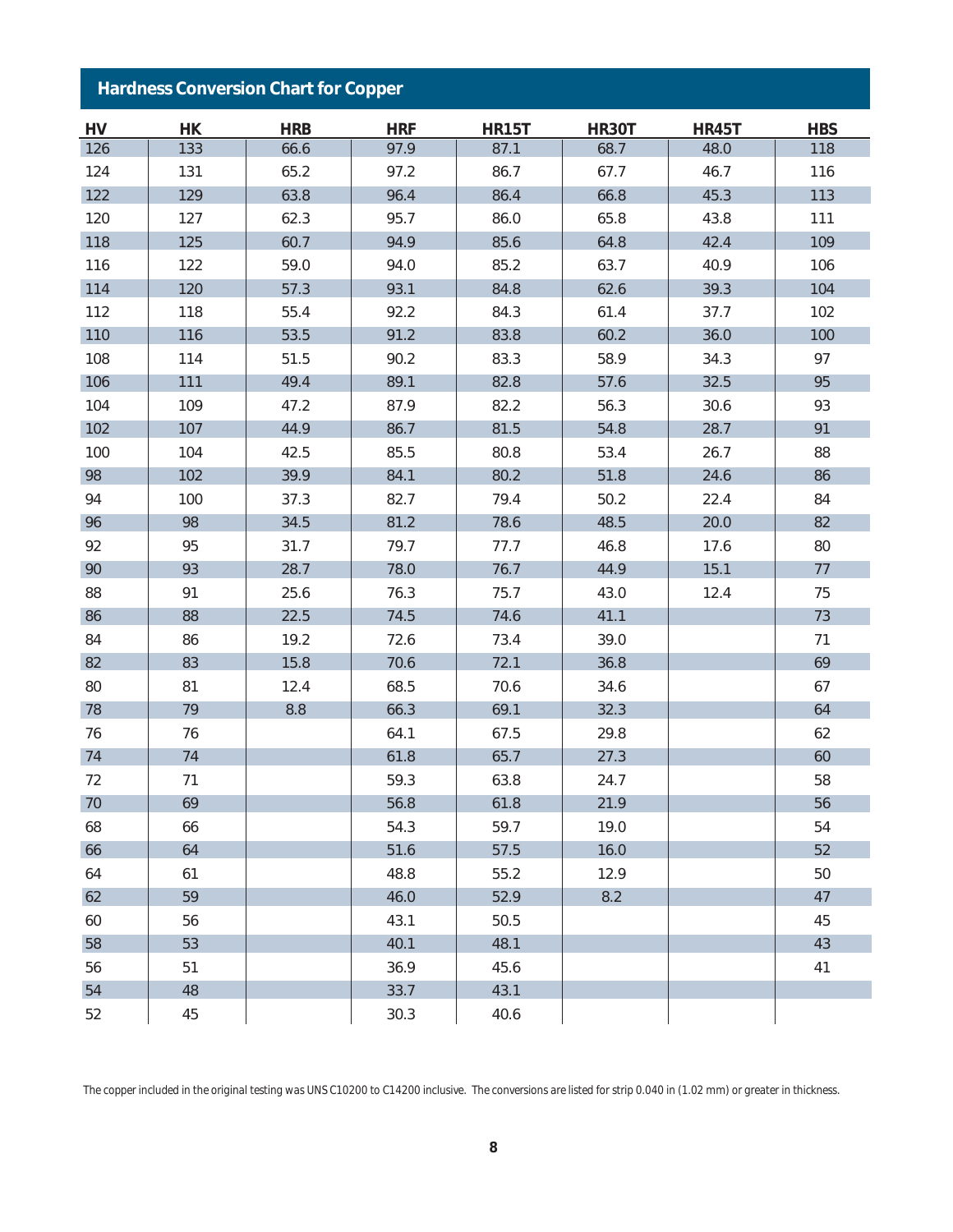## Hardness Conversion Chart for Copper

| HV | HK | HRB | HRF | HR15T | HR30T | HR45T | HBS |
|---|---|---|---|---|---|---|---|
| 126 | 133 | 66.6 | 97.9 | 87.1 | 68.7 | 48.0 | 118 |
| 124 | 131 | 65.2 | 97.2 | 86.7 | 67.7 | 46.7 | 116 |
| 122 | 129 | 63.8 | 96.4 | 86.4 | 66.8 | 45.3 | 113 |
| 120 | 127 | 62.3 | 95.7 | 86.0 | 65.8 | 43.8 | 111 |
| 118 | 125 | 60.7 | 94.9 | 85.6 | 64.8 | 42.4 | 109 |
| 116 | 122 | 59.0 | 94.0 | 85.2 | 63.7 | 40.9 | 106 |
| 114 | 120 | 57.3 | 93.1 | 84.8 | 62.6 | 39.3 | 104 |
| 112 | 118 | 55.4 | 92.2 | 84.3 | 61.4 | 37.7 | 102 |
| 110 | 116 | 53.5 | 91.2 | 83.8 | 60.2 | 36.0 | 100 |
| 108 | 114 | 51.5 | 90.2 | 83.3 | 58.9 | 34.3 | 97 |
| 106 | 111 | 49.4 | 89.1 | 82.8 | 57.6 | 32.5 | 95 |
| 104 | 109 | 47.2 | 87.9 | 82.2 | 56.3 | 30.6 | 93 |
| 102 | 107 | 44.9 | 86.7 | 81.5 | 54.8 | 28.7 | 91 |
| 100 | 104 | 42.5 | 85.5 | 80.8 | 53.4 | 26.7 | 88 |
| 98 | 102 | 39.9 | 84.1 | 80.2 | 51.8 | 24.6 | 86 |
| 94 | 100 | 37.3 | 82.7 | 79.4 | 50.2 | 22.4 | 84 |
| 96 | 98 | 34.5 | 81.2 | 78.6 | 48.5 | 20.0 | 82 |
| 92 | 95 | 31.7 | 79.7 | 77.7 | 46.8 | 17.6 | 80 |
| 90 | 93 | 28.7 | 78.0 | 76.7 | 44.9 | 15.1 | 77 |
| 88 | 91 | 25.6 | 76.3 | 75.7 | 43.0 | 12.4 | 75 |
| 86 | 88 | 22.5 | 74.5 | 74.6 | 41.1 | | 73 |
| 84 | 86 | 19.2 | 72.6 | 73.4 | 39.0 | | 71 |
| 82 | 83 | 15.8 | 70.6 | 72.1 | 36.8 | | 69 |
| 80 | 81 | 12.4 | 68.5 | 70.6 | 34.6 | | 67 |
| 78 | 79 | 8.8 | 66.3 | 69.1 | 32.3 | | 64 |
| 76 | 76 | | 64.1 | 67.5 | 29.8 | | 62 |
| 74 | 74 | | 61.8 | 65.7 | 27.3 | | 60 |
| 72 | 71 | | 59.3 | 63.8 | 24.7 | | 58 |
| 70 | 69 | | 56.8 | 61.8 | 21.9 | | 56 |
| 68 | 66 | | 54.3 | 59.7 | 19.0 | | 54 |
| 66 | 64 | | 51.6 | 57.5 | 16.0 | | 52 |
| 64 | 61 | | 48.8 | 55.2 | 12.9 | | 50 |
| 62 | 59 | | 46.0 | 52.9 | 8.2 | | 47 |
| 60 | 56 | | 43.1 | 50.5 | | | 45 |
| 58 | 53 | | 40.1 | 48.1 | | | 43 |
| 56 | 51 | | 36.9 | 45.6 | | | 41 |
| 54 | 48 | | 33.7 | 43.1 | | | |
| 52 | 45 | | 30.3 | 40.6 | | | |

The copper included in the original testing was UNS C10200 to C14200 inclusive. The conversions are listed for strip 0.040 in (1.02 mm) or greater in thickness.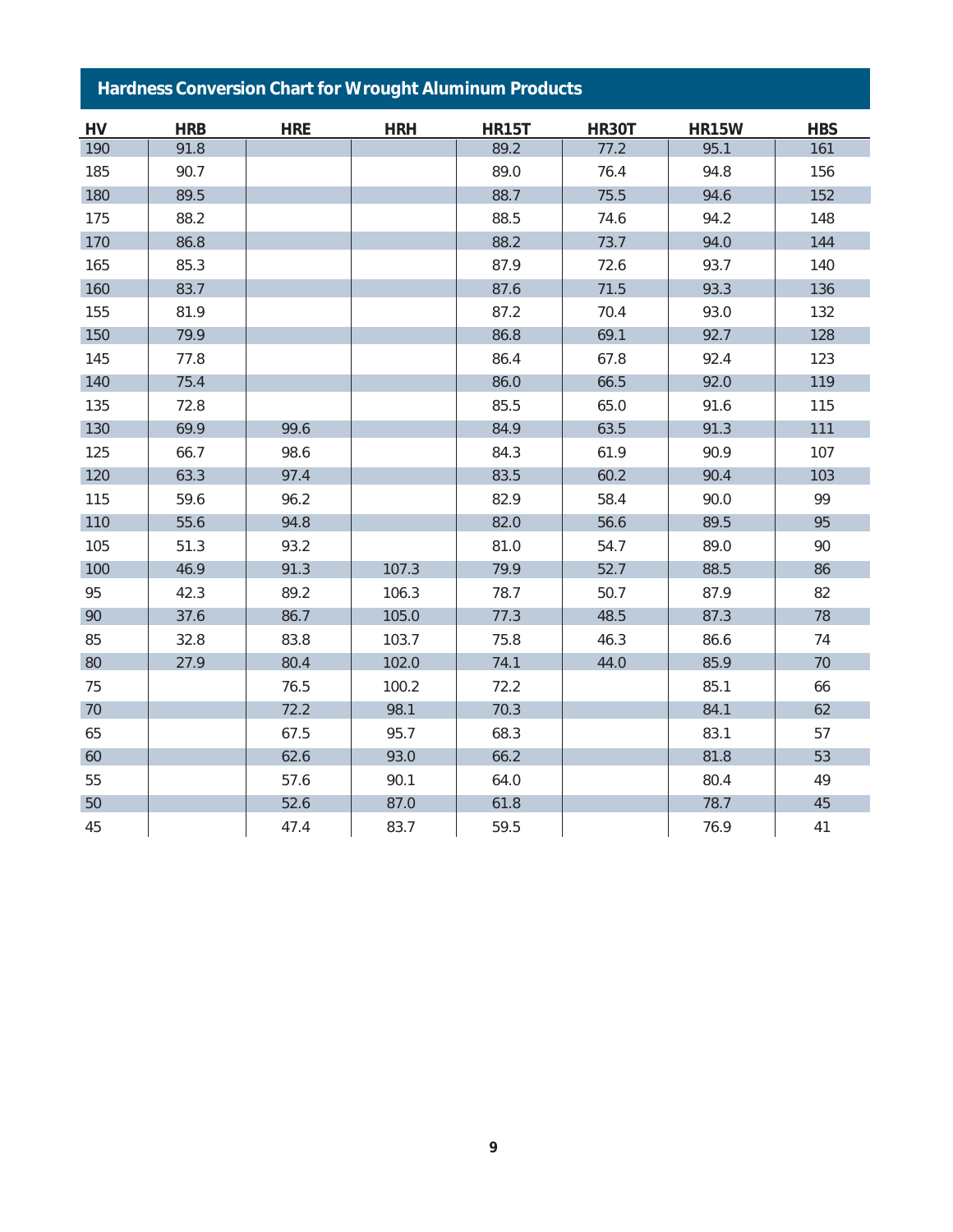## Hardness Conversion Chart for Wrought Aluminum Products

| HV | HRB | HRE | HRH | HR15T | HR30T | HR15W | HBS |
|---|---|---|---|---|---|---|---|
| 190 | 91.8 | | | 89.2 | 77.2 | 95.1 | 161 |
| 185 | 90.7 | | | 89.0 | 76.4 | 94.8 | 156 |
| 180 | 89.5 | | | 88.7 | 75.5 | 94.6 | 152 |
| 175 | 88.2 | | | 88.5 | 74.6 | 94.2 | 148 |
| 170 | 86.8 | | | 88.2 | 73.7 | 94.0 | 144 |
| 165 | 85.3 | | | 87.9 | 72.6 | 93.7 | 140 |
| 160 | 83.7 | | | 87.6 | 71.5 | 93.3 | 136 |
| 155 | 81.9 | | | 87.2 | 70.4 | 93.0 | 132 |
| 150 | 79.9 | | | 86.8 | 69.1 | 92.7 | 128 |
| 145 | 77.8 | | | 86.4 | 67.8 | 92.4 | 123 |
| 140 | 75.4 | | | 86.0 | 66.5 | 92.0 | 119 |
| 135 | 72.8 | | | 85.5 | 65.0 | 91.6 | 115 |
| 130 | 69.9 | 99.6 | | 84.9 | 63.5 | 91.3 | 111 |
| 125 | 66.7 | 98.6 | | 84.3 | 61.9 | 90.9 | 107 |
| 120 | 63.3 | 97.4 | | 83.5 | 60.2 | 90.4 | 103 |
| 115 | 59.6 | 96.2 | | 82.9 | 58.4 | 90.0 | 99 |
| 110 | 55.6 | 94.8 | | 82.0 | 56.6 | 89.5 | 95 |
| 105 | 51.3 | 93.2 | | 81.0 | 54.7 | 89.0 | 90 |
| 100 | 46.9 | 91.3 | 107.3 | 79.9 | 52.7 | 88.5 | 86 |
| 95 | 42.3 | 89.2 | 106.3 | 78.7 | 50.7 | 87.9 | 82 |
| 90 | 37.6 | 86.7 | 105.0 | 77.3 | 48.5 | 87.3 | 78 |
| 85 | 32.8 | 83.8 | 103.7 | 75.8 | 46.3 | 86.6 | 74 |
| 80 | 27.9 | 80.4 | 102.0 | 74.1 | 44.0 | 85.9 | 70 |
| 75 | | 76.5 | 100.2 | 72.2 | | 85.1 | 66 |
| 70 | | 72.2 | 98.1 | 70.3 | | 84.1 | 62 |
| 65 | | 67.5 | 95.7 | 68.3 | | 83.1 | 57 |
| 60 | | 62.6 | 93.0 | 66.2 | | 81.8 | 53 |
| 55 | | 57.6 | 90.1 | 64.0 | | 80.4 | 49 |
| 50 | | 52.6 | 87.0 | 61.8 | | 78.7 | 45 |
| 45 | | 47.4 | 83.7 | 59.5 | | 76.9 | 41 |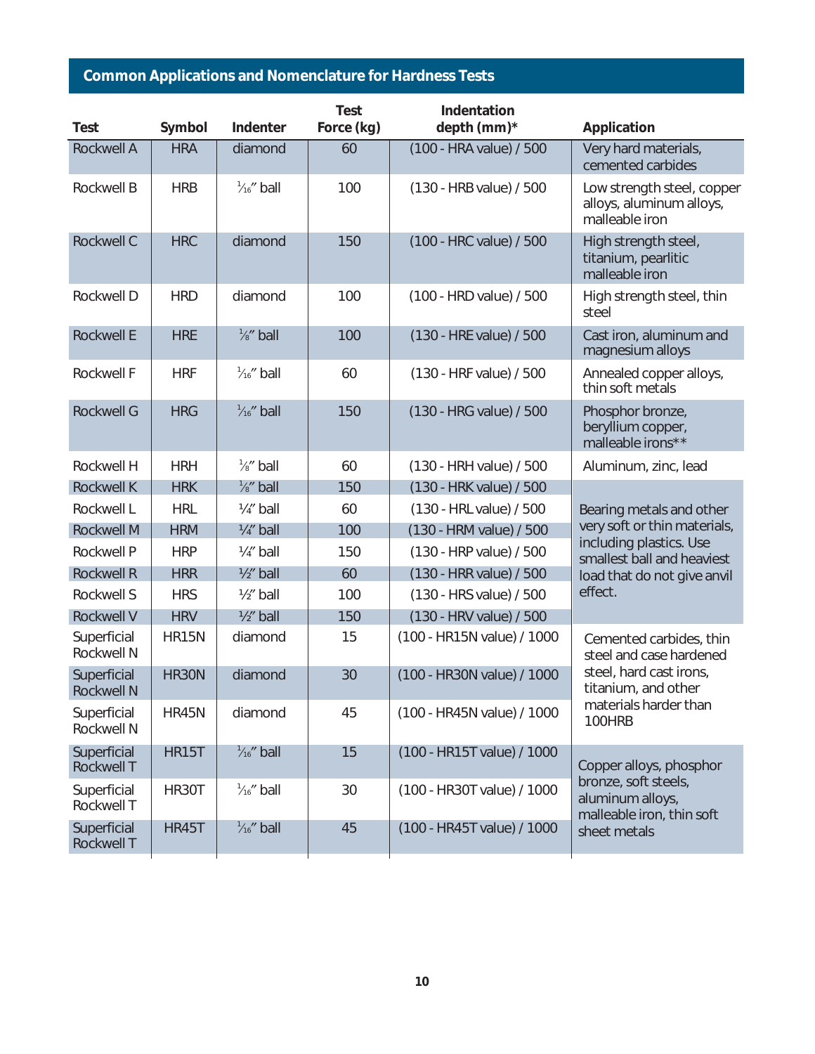## Common Applications and Nomenclature for Hardness Tests

| Test | Symbol | Indenter | Test Force (kg) | Indentation depth (mm)* | Application |
|---|---|---|---|---|---|
| Rockwell A | HRA | diamond | 60 | (100 - HRA value) / 500 | Very hard materials, cemented carbides |
| Rockwell B | HRB | 1/16″ ball | 100 | (130 - HRB value) / 500 | Low strength steel, copper alloys, aluminum alloys, malleable iron |
| Rockwell C | HRC | diamond | 150 | (100 - HRC value) / 500 | High strength steel, titanium, pearlitic malleable iron |
| Rockwell D | HRD | diamond | 100 | (100 - HRD value) / 500 | High strength steel, thin steel |
| Rockwell E | HRE | 1/8″ ball | 100 | (130 - HRE value) / 500 | Cast iron, aluminum and magnesium alloys |
| Rockwell F | HRF | 1/16″ ball | 60 | (130 - HRF value) / 500 | Annealed copper alloys, thin soft metals |
| Rockwell G | HRG | 1/16″ ball | 150 | (130 - HRG value) / 500 | Phosphor bronze, beryllium copper, malleable irons** |
| Rockwell H | HRH | 1/8″ ball | 60 | (130 - HRH value) / 500 | Aluminum, zinc, lead |
| Rockwell K | HRK | 1/8″ ball | 150 | (130 - HRK value) / 500 | Bearing metals and other very soft or thin materials, including plastics. Use smallest ball and heaviest load that do not give anvil effect. |
| Rockwell L | HRL | 1/4″ ball | 60 | (130 - HRL value) / 500 | |
| Rockwell M | HRM | 1/4″ ball | 100 | (130 - HRM value) / 500 | |
| Rockwell P | HRP | 1/4″ ball | 150 | (130 - HRP value) / 500 | |
| Rockwell R | HRR | 1/2″ ball | 60 | (130 - HRR value) / 500 | |
| Rockwell S | HRS | 1/2″ ball | 100 | (130 - HRS value) / 500 | |
| Rockwell V | HRV | 1/2″ ball | 150 | (130 - HRV value) / 500 | |
| Superficial Rockwell N | HR15N | diamond | 15 | (100 - HR15N value) / 1000 | Cemented carbides, thin steel and case hardened steel, hard cast irons, titanium, and other materials harder than 100HRB |
| Superficial Rockwell N | HR30N | diamond | 30 | (100 - HR30N value) / 1000 | |
| Superficial Rockwell N | HR45N | diamond | 45 | (100 - HR45N value) / 1000 | |
| Superficial Rockwell T | HR15T | 1/16″ ball | 15 | (100 - HR15T value) / 1000 | Copper alloys, phosphor bronze, soft steels, aluminum alloys, malleable iron, thin soft sheet metals |
| Superficial Rockwell T | HR30T | 1/16″ ball | 30 | (100 - HR30T value) / 1000 | |
| Superficial Rockwell T | HR45T | 1/16″ ball | 45 | (100 - HR45T value) / 1000 | |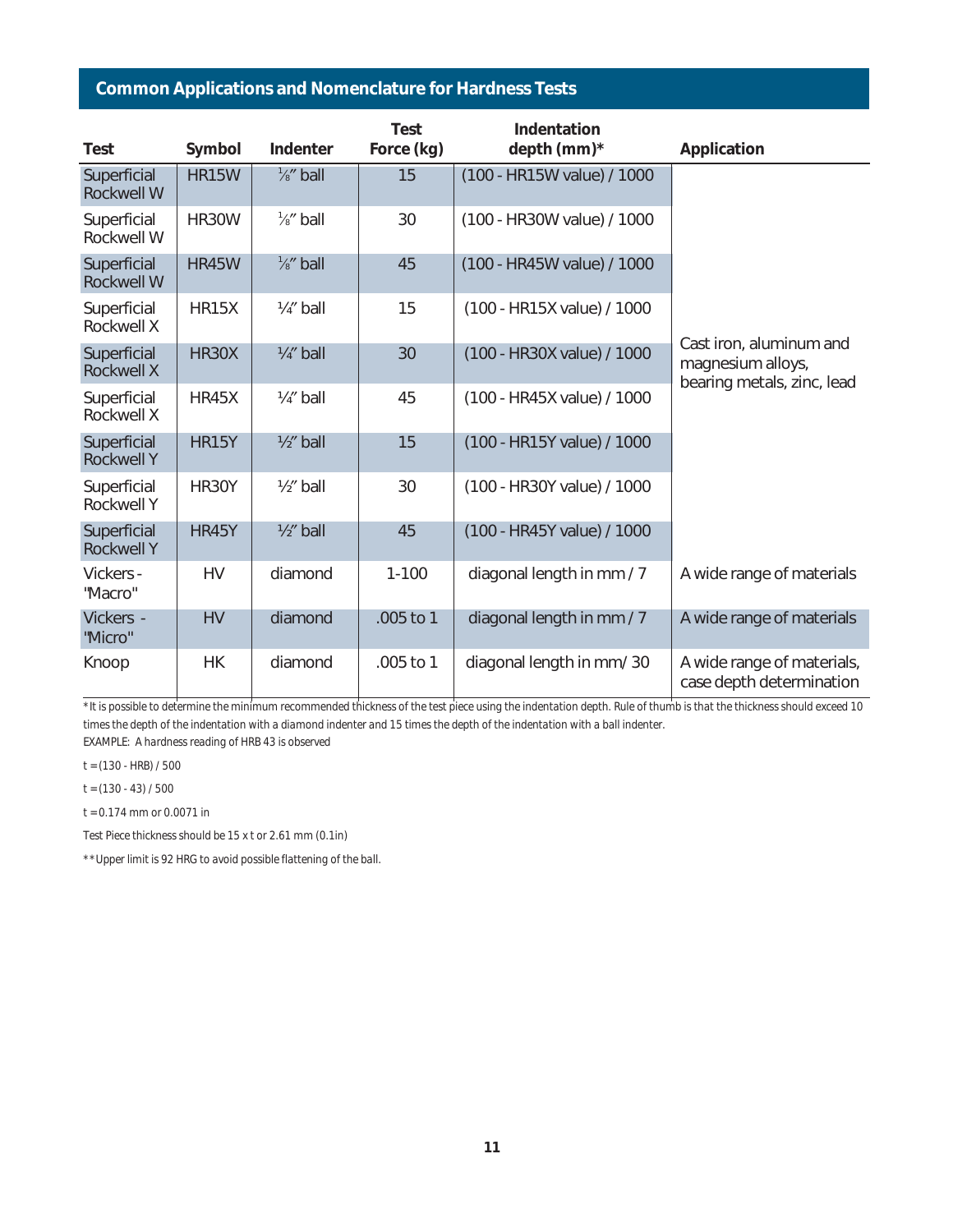## Common Applications and Nomenclature for Hardness Tests

| Test | Symbol | Indenter | Test Force (kg) | Indentation depth (mm)* | Application |
|---|---|---|---|---|---|
| Superficial Rockwell W | HR15W | ⅛" ball | 15 | (100 - HR15W value) / 1000 | Cast iron, aluminum and magnesium alloys, bearing metals, zinc, lead |
| Superficial Rockwell W | HR30W | ⅛" ball | 30 | (100 - HR30W value) / 1000 | |
| Superficial Rockwell W | HR45W | ⅛" ball | 45 | (100 - HR45W value) / 1000 | |
| Superficial Rockwell X | HR15X | ¼" ball | 15 | (100 - HR15X value) / 1000 | |
| Superficial Rockwell X | HR30X | ¼" ball | 30 | (100 - HR30X value) / 1000 | |
| Superficial Rockwell X | HR45X | ¼" ball | 45 | (100 - HR45X value) / 1000 | |
| Superficial Rockwell Y | HR15Y | ½" ball | 15 | (100 - HR15Y value) / 1000 | |
| Superficial Rockwell Y | HR30Y | ½" ball | 30 | (100 - HR30Y value) / 1000 | |
| Superficial Rockwell Y | HR45Y | ½" ball | 45 | (100 - HR45Y value) / 1000 | |
| Vickers - "Macro" | HV | diamond | 1-100 | diagonal length in mm / 7 | A wide range of materials |
| Vickers - "Micro" | HV | diamond | .005 to 1 | diagonal length in mm / 7 | A wide range of materials |
| Knoop | HK | diamond | .005 to 1 | diagonal length in mm/ 30 | A wide range of materials, case depth determination |

*It is possible to determine the minimum recommended thickness of the test piece using the indentation depth. Rule of thumb is that the thickness should exceed 10 times the depth of the indentation with a diamond indenter and 15 times the depth of the indentation with a ball indenter.

EXAMPLE: A hardness reading of HRB 43 is observed

t = (130 - HRB) / 500

t = (130 - 43) / 500

t = 0.174 mm or 0.0071 in

Test Piece thickness should be 15 x t or 2.61 mm (0.1in)

**Upper limit is 92 HRG to avoid possible flattening of the ball.